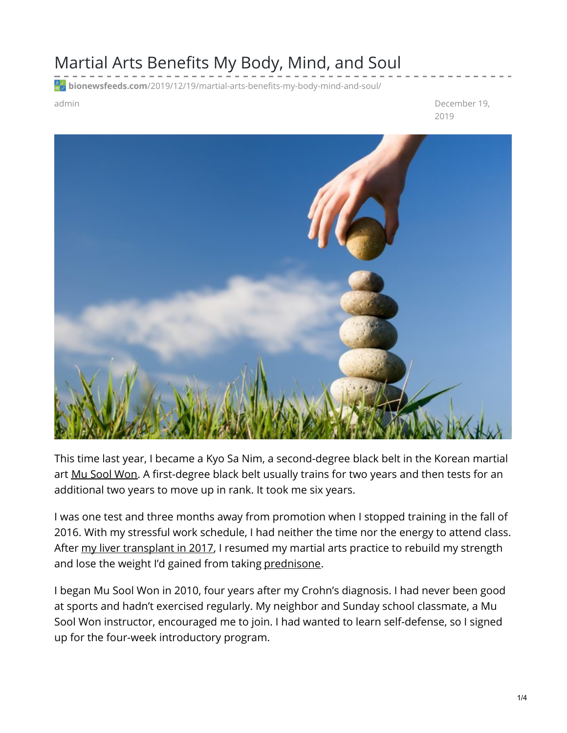# Martial Arts Benefits My Body, Mind, and Soul

bionewsfeeds.com/2019/12/19/martial-arts-benefits-my-body-mind-and-soul/

admin

December 19, 2019

This time last year, I became a Kyo Sa Nim, a second-degree black belt in the Korean martial art Mu Sool Won. A first-degree black belt usually trains for two years and then tests for an additional two years to move up in rank. It took me six years.

I was one test and three months away from promotion when I stopped training in the fall of 2016. With my stressful work schedule, I had neither the time nor the energy to attend class. After my liver transplant in 2017, I resumed my martial arts practice to rebuild my strength and lose the weight I'd gained from taking prednisone.

I began Mu Sool Won in 2010, four years after my Crohn's diagnosis. I had never been good at sports and hadn't exercised regularly. My neighbor and Sunday school classmate, a Mu Sool Won instructor, encouraged me to join. I had wanted to learn self-defense, so I signed up for the four-week introductory program.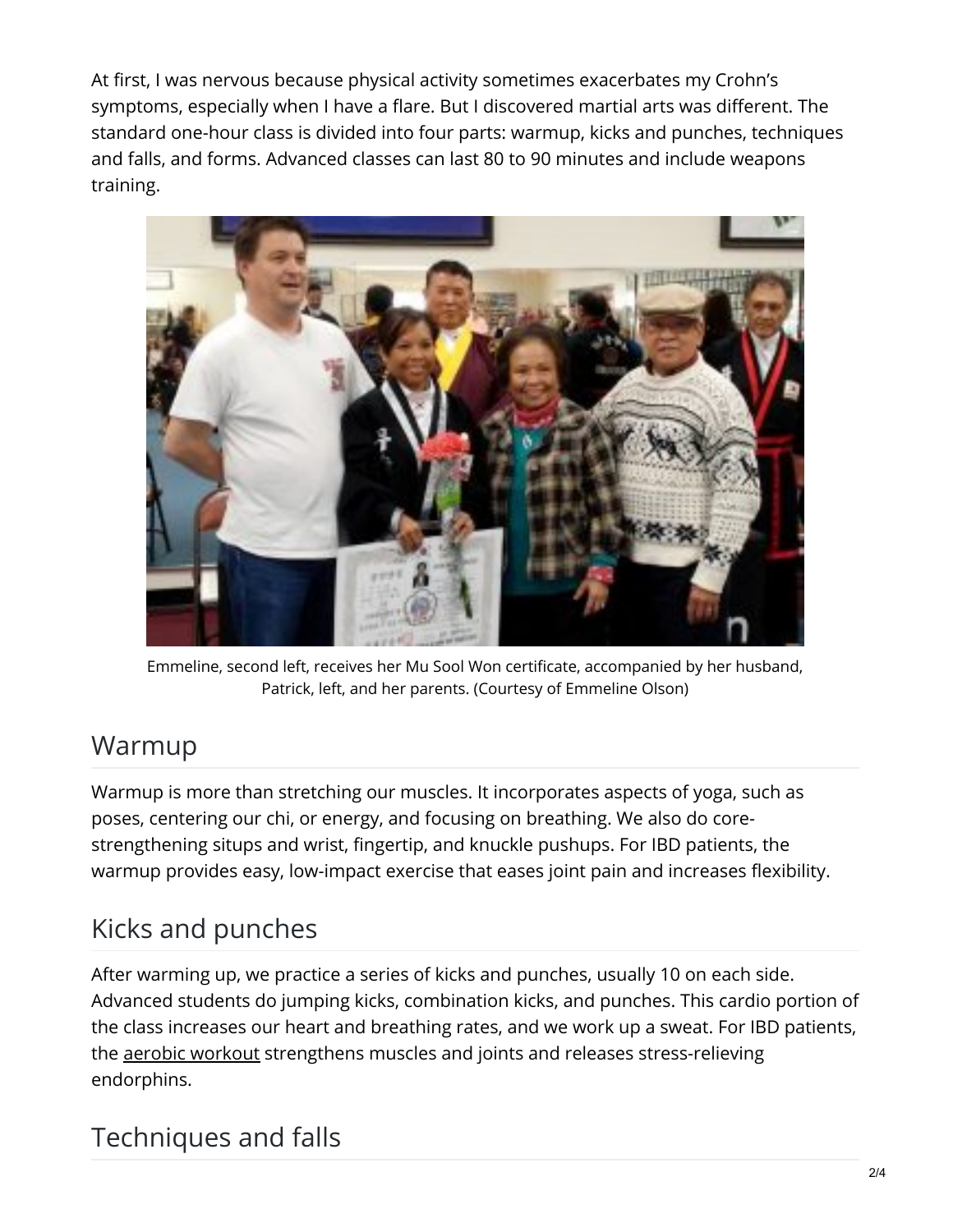At first, I was nervous because physical activity sometimes exacerbates my Crohn's symptoms, especially when I have a flare. But I discovered martial arts was different. The standard one-hour class is divided into four parts: warmup, kicks and punches, techniques and falls, and forms. Advanced classes can last 80 to 90 minutes and include weapons training.

Emmeline, second left, receives her Mu Sool Won certificate, accompanied by her husband, Patrick, left, and her parents. (Courtesy of Emmeline Olson)

## Warmup

Warmup is more than stretching our muscles. It incorporates aspects of yoga, such as poses, centering our chi, or energy, and focusing on breathing. We also do core-strengthening situps and wrist, fingertip, and knuckle pushups. For IBD patients, the warmup provides easy, low-impact exercise that eases joint pain and increases flexibility.

## Kicks and punches

After warming up, we practice a series of kicks and punches, usually 10 on each side. Advanced students do jumping kicks, combination kicks, and punches. This cardio portion of the class increases our heart and breathing rates, and we work up a sweat. For IBD patients, the aerobic workout strengthens muscles and joints and releases stress-relieving endorphins.

## Techniques and falls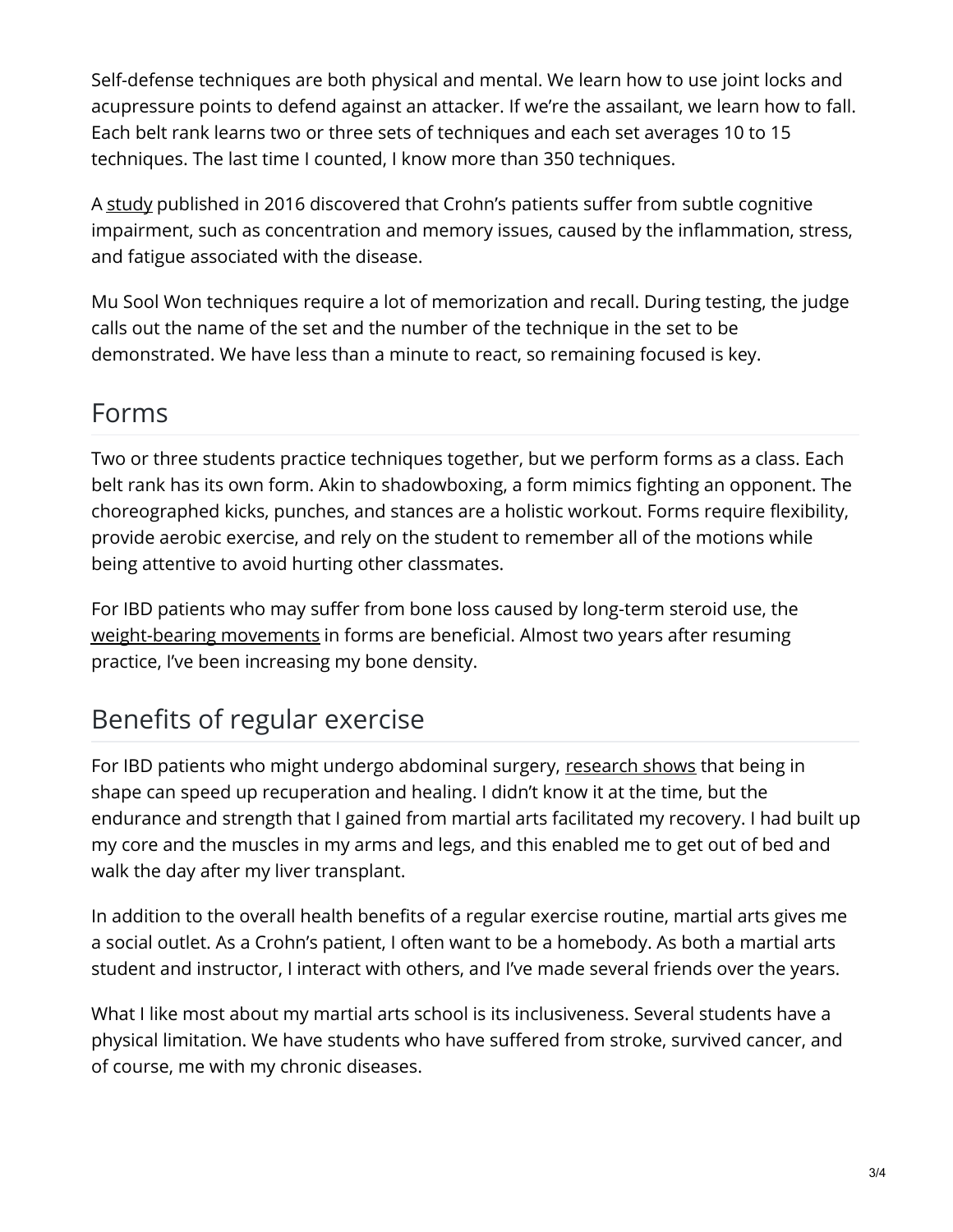Self-defense techniques are both physical and mental. We learn how to use joint locks and acupressure points to defend against an attacker. If we're the assailant, we learn how to fall. Each belt rank learns two or three sets of techniques and each set averages 10 to 15 techniques. The last time I counted, I know more than 350 techniques.

A study published in 2016 discovered that Crohn's patients suffer from subtle cognitive impairment, such as concentration and memory issues, caused by the inflammation, stress, and fatigue associated with the disease.

Mu Sool Won techniques require a lot of memorization and recall. During testing, the judge calls out the name of the set and the number of the technique in the set to be demonstrated. We have less than a minute to react, so remaining focused is key.

## Forms

Two or three students practice techniques together, but we perform forms as a class. Each belt rank has its own form. Akin to shadowboxing, a form mimics fighting an opponent. The choreographed kicks, punches, and stances are a holistic workout. Forms require flexibility, provide aerobic exercise, and rely on the student to remember all of the motions while being attentive to avoid hurting other classmates.

For IBD patients who may suffer from bone loss caused by long-term steroid use, the weight-bearing movements in forms are beneficial. Almost two years after resuming practice, I've been increasing my bone density.

## Benefits of regular exercise

For IBD patients who might undergo abdominal surgery, research shows that being in shape can speed up recuperation and healing. I didn't know it at the time, but the endurance and strength that I gained from martial arts facilitated my recovery. I had built up my core and the muscles in my arms and legs, and this enabled me to get out of bed and walk the day after my liver transplant.

In addition to the overall health benefits of a regular exercise routine, martial arts gives me a social outlet. As a Crohn's patient, I often want to be a homebody. As both a martial arts student and instructor, I interact with others, and I've made several friends over the years.

What I like most about my martial arts school is its inclusiveness. Several students have a physical limitation. We have students who have suffered from stroke, survived cancer, and of course, me with my chronic diseases.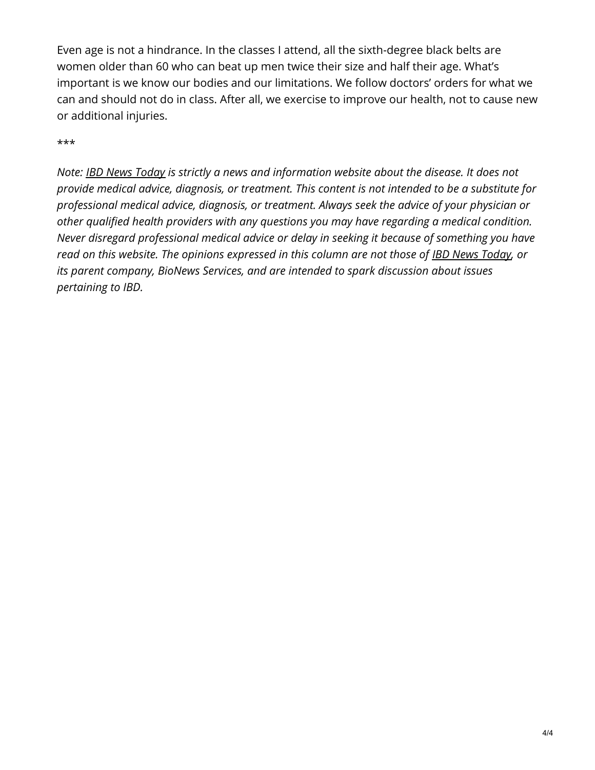Even age is not a hindrance. In the classes I attend, all the sixth-degree black belts are women older than 60 who can beat up men twice their size and half their age. What's important is we know our bodies and our limitations. We follow doctors' orders for what we can and should not do in class. After all, we exercise to improve our health, not to cause new or additional injuries.

***

*Note: IBD News Today is strictly a news and information website about the disease. It does not provide medical advice, diagnosis, or treatment. This content is not intended to be a substitute for professional medical advice, diagnosis, or treatment. Always seek the advice of your physician or other qualified health providers with any questions you may have regarding a medical condition. Never disregard professional medical advice or delay in seeking it because of something you have read on this website. The opinions expressed in this column are not those of IBD News Today, or its parent company, BioNews Services, and are intended to spark discussion about issues pertaining to IBD.*